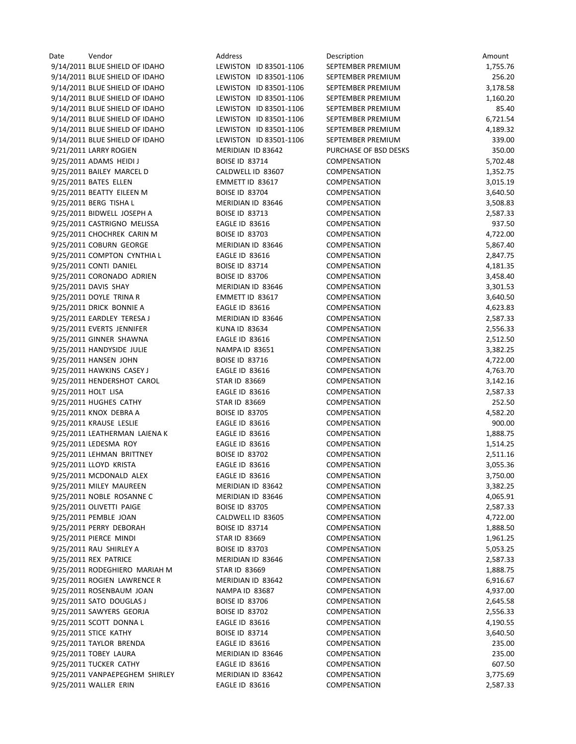| Date | Vendor | Address | Description | Amount |
|---|---|---|---|---|
| 9/14/2011 | BLUE SHIELD OF IDAHO | LEWISTON ID 83501-1106 | SEPTEMBER PREMIUM | 1,755.76 |
| 9/14/2011 | BLUE SHIELD OF IDAHO | LEWISTON ID 83501-1106 | SEPTEMBER PREMIUM | 256.20 |
| 9/14/2011 | BLUE SHIELD OF IDAHO | LEWISTON ID 83501-1106 | SEPTEMBER PREMIUM | 3,178.58 |
| 9/14/2011 | BLUE SHIELD OF IDAHO | LEWISTON ID 83501-1106 | SEPTEMBER PREMIUM | 1,160.20 |
| 9/14/2011 | BLUE SHIELD OF IDAHO | LEWISTON ID 83501-1106 | SEPTEMBER PREMIUM | 85.40 |
| 9/14/2011 | BLUE SHIELD OF IDAHO | LEWISTON ID 83501-1106 | SEPTEMBER PREMIUM | 6,721.54 |
| 9/14/2011 | BLUE SHIELD OF IDAHO | LEWISTON ID 83501-1106 | SEPTEMBER PREMIUM | 4,189.32 |
| 9/14/2011 | BLUE SHIELD OF IDAHO | LEWISTON ID 83501-1106 | SEPTEMBER PREMIUM | 339.00 |
| 9/21/2011 | LARRY ROGIEN | MERIDIAN ID 83642 | PURCHASE OF BSD DESKS | 350.00 |
| 9/25/2011 | ADAMS HEIDI J | BOISE ID 83714 | COMPENSATION | 5,702.48 |
| 9/25/2011 | BAILEY MARCEL D | CALDWELL ID 83607 | COMPENSATION | 1,352.75 |
| 9/25/2011 | BATES ELLEN | EMMETT ID 83617 | COMPENSATION | 3,015.19 |
| 9/25/2011 | BEATTY EILEEN M | BOISE ID 83704 | COMPENSATION | 3,640.50 |
| 9/25/2011 | BERG TISHA L | MERIDIAN ID 83646 | COMPENSATION | 3,508.83 |
| 9/25/2011 | BIDWELL JOSEPH A | BOISE ID 83713 | COMPENSATION | 2,587.33 |
| 9/25/2011 | CASTRIGNO MELISSA | EAGLE ID 83616 | COMPENSATION | 937.50 |
| 9/25/2011 | CHOCHREK CARIN M | BOISE ID 83703 | COMPENSATION | 4,722.00 |
| 9/25/2011 | COBURN GEORGE | MERIDIAN ID 83646 | COMPENSATION | 5,867.40 |
| 9/25/2011 | COMPTON CYNTHIA L | EAGLE ID 83616 | COMPENSATION | 2,847.75 |
| 9/25/2011 | CONTI DANIEL | BOISE ID 83714 | COMPENSATION | 4,181.35 |
| 9/25/2011 | CORONADO ADRIEN | BOISE ID 83706 | COMPENSATION | 3,458.40 |
| 9/25/2011 | DAVIS SHAY | MERIDIAN ID 83646 | COMPENSATION | 3,301.53 |
| 9/25/2011 | DOYLE TRINA R | EMMETT ID 83617 | COMPENSATION | 3,640.50 |
| 9/25/2011 | DRICK BONNIE A | EAGLE ID 83616 | COMPENSATION | 4,623.83 |
| 9/25/2011 | EARDLEY TERESA J | MERIDIAN ID 83646 | COMPENSATION | 2,587.33 |
| 9/25/2011 | EVERTS JENNIFER | KUNA ID 83634 | COMPENSATION | 2,556.33 |
| 9/25/2011 | GINNER SHAWNA | EAGLE ID 83616 | COMPENSATION | 2,512.50 |
| 9/25/2011 | HANDYSIDE JULIE | NAMPA ID 83651 | COMPENSATION | 3,382.25 |
| 9/25/2011 | HANSEN JOHN | BOISE ID 83716 | COMPENSATION | 4,722.00 |
| 9/25/2011 | HAWKINS CASEY J | EAGLE ID 83616 | COMPENSATION | 4,763.70 |
| 9/25/2011 | HENDERSHOT CAROL | STAR ID 83669 | COMPENSATION | 3,142.16 |
| 9/25/2011 | HOLT LISA | EAGLE ID 83616 | COMPENSATION | 2,587.33 |
| 9/25/2011 | HUGHES CATHY | STAR ID 83669 | COMPENSATION | 252.50 |
| 9/25/2011 | KNOX DEBRA A | BOISE ID 83705 | COMPENSATION | 4,582.20 |
| 9/25/2011 | KRAUSE LESLIE | EAGLE ID 83616 | COMPENSATION | 900.00 |
| 9/25/2011 | LEATHERMAN LAIENA K | EAGLE ID 83616 | COMPENSATION | 1,888.75 |
| 9/25/2011 | LEDESMA ROY | EAGLE ID 83616 | COMPENSATION | 1,514.25 |
| 9/25/2011 | LEHMAN BRITTNEY | BOISE ID 83702 | COMPENSATION | 2,511.16 |
| 9/25/2011 | LLOYD KRISTA | EAGLE ID 83616 | COMPENSATION | 3,055.36 |
| 9/25/2011 | MCDONALD ALEX | EAGLE ID 83616 | COMPENSATION | 3,750.00 |
| 9/25/2011 | MILEY MAUREEN | MERIDIAN ID 83642 | COMPENSATION | 3,382.25 |
| 9/25/2011 | NOBLE ROSANNE C | MERIDIAN ID 83646 | COMPENSATION | 4,065.91 |
| 9/25/2011 | OLIVETTI PAIGE | BOISE ID 83705 | COMPENSATION | 2,587.33 |
| 9/25/2011 | PEMBLE JOAN | CALDWELL ID 83605 | COMPENSATION | 4,722.00 |
| 9/25/2011 | PERRY DEBORAH | BOISE ID 83714 | COMPENSATION | 1,888.50 |
| 9/25/2011 | PIERCE MINDI | STAR ID 83669 | COMPENSATION | 1,961.25 |
| 9/25/2011 | RAU SHIRLEY A | BOISE ID 83703 | COMPENSATION | 5,053.25 |
| 9/25/2011 | REX PATRICE | MERIDIAN ID 83646 | COMPENSATION | 2,587.33 |
| 9/25/2011 | RODEGHIERO MARIAH M | STAR ID 83669 | COMPENSATION | 1,888.75 |
| 9/25/2011 | ROGIEN LAWRENCE R | MERIDIAN ID 83642 | COMPENSATION | 6,916.67 |
| 9/25/2011 | ROSENBAUM JOAN | NAMPA ID 83687 | COMPENSATION | 4,937.00 |
| 9/25/2011 | SATO DOUGLAS J | BOISE ID 83706 | COMPENSATION | 2,645.58 |
| 9/25/2011 | SAWYERS GEORJA | BOISE ID 83702 | COMPENSATION | 2,556.33 |
| 9/25/2011 | SCOTT DONNA L | EAGLE ID 83616 | COMPENSATION | 4,190.55 |
| 9/25/2011 | STICE KATHY | BOISE ID 83714 | COMPENSATION | 3,640.50 |
| 9/25/2011 | TAYLOR BRENDA | EAGLE ID 83616 | COMPENSATION | 235.00 |
| 9/25/2011 | TOBEY LAURA | MERIDIAN ID 83646 | COMPENSATION | 235.00 |
| 9/25/2011 | TUCKER CATHY | EAGLE ID 83616 | COMPENSATION | 607.50 |
| 9/25/2011 | VANPAEPEGHEM SHIRLEY | MERIDIAN ID 83642 | COMPENSATION | 3,775.69 |
| 9/25/2011 | WALLER ERIN | EAGLE ID 83616 | COMPENSATION | 2,587.33 |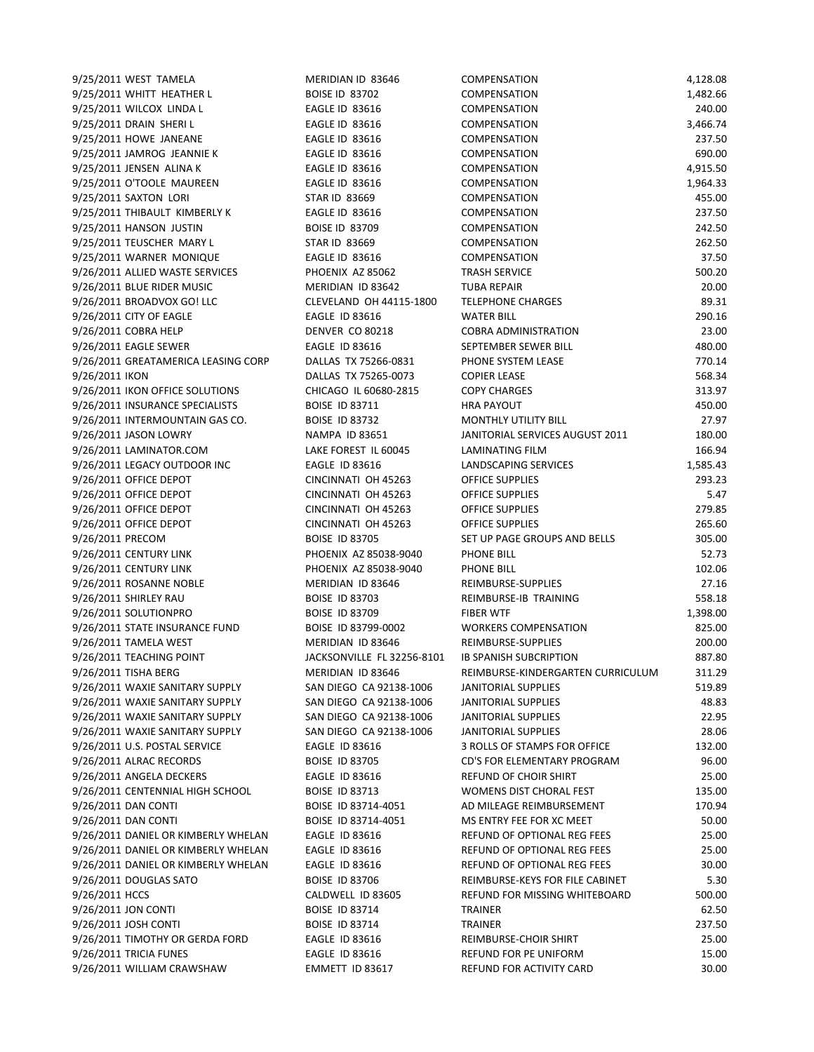| | | | | |
|---|---|---|---|---|
| 9/25/2011 | WEST TAMELA | MERIDIAN ID 83646 | COMPENSATION | 4,128.08 |
| 9/25/2011 | WHITT HEATHER L | BOISE ID 83702 | COMPENSATION | 1,482.66 |
| 9/25/2011 | WILCOX LINDA L | EAGLE ID 83616 | COMPENSATION | 240.00 |
| 9/25/2011 | DRAIN SHERI L | EAGLE ID 83616 | COMPENSATION | 3,466.74 |
| 9/25/2011 | HOWE JANEANE | EAGLE ID 83616 | COMPENSATION | 237.50 |
| 9/25/2011 | JAMROG JEANNIE K | EAGLE ID 83616 | COMPENSATION | 690.00 |
| 9/25/2011 | JENSEN ALINA K | EAGLE ID 83616 | COMPENSATION | 4,915.50 |
| 9/25/2011 | O'TOOLE MAUREEN | EAGLE ID 83616 | COMPENSATION | 1,964.33 |
| 9/25/2011 | SAXTON LORI | STAR ID 83669 | COMPENSATION | 455.00 |
| 9/25/2011 | THIBAULT KIMBERLY K | EAGLE ID 83616 | COMPENSATION | 237.50 |
| 9/25/2011 | HANSON JUSTIN | BOISE ID 83709 | COMPENSATION | 242.50 |
| 9/25/2011 | TEUSCHER MARY L | STAR ID 83669 | COMPENSATION | 262.50 |
| 9/25/2011 | WARNER MONIQUE | EAGLE ID 83616 | COMPENSATION | 37.50 |
| 9/26/2011 | ALLIED WASTE SERVICES | PHOENIX AZ 85062 | TRASH SERVICE | 500.20 |
| 9/26/2011 | BLUE RIDER MUSIC | MERIDIAN ID 83642 | TUBA REPAIR | 20.00 |
| 9/26/2011 | BROADVOX GO! LLC | CLEVELAND OH 44115-1800 | TELEPHONE CHARGES | 89.31 |
| 9/26/2011 | CITY OF EAGLE | EAGLE ID 83616 | WATER BILL | 290.16 |
| 9/26/2011 | COBRA HELP | DENVER CO 80218 | COBRA ADMINISTRATION | 23.00 |
| 9/26/2011 | EAGLE SEWER | EAGLE ID 83616 | SEPTEMBER SEWER BILL | 480.00 |
| 9/26/2011 | GREATAMERICA LEASING CORP | DALLAS TX 75266-0831 | PHONE SYSTEM LEASE | 770.14 |
| 9/26/2011 | IKON | DALLAS TX 75265-0073 | COPIER LEASE | 568.34 |
| 9/26/2011 | IKON OFFICE SOLUTIONS | CHICAGO IL 60680-2815 | COPY CHARGES | 313.97 |
| 9/26/2011 | INSURANCE SPECIALISTS | BOISE ID 83711 | HRA PAYOUT | 450.00 |
| 9/26/2011 | INTERMOUNTAIN GAS CO. | BOISE ID 83732 | MONTHLY UTILITY BILL | 27.97 |
| 9/26/2011 | JASON LOWRY | NAMPA ID 83651 | JANITORIAL SERVICES AUGUST 2011 | 180.00 |
| 9/26/2011 | LAMINATOR.COM | LAKE FOREST IL 60045 | LAMINATING FILM | 166.94 |
| 9/26/2011 | LEGACY OUTDOOR INC | EAGLE ID 83616 | LANDSCAPING SERVICES | 1,585.43 |
| 9/26/2011 | OFFICE DEPOT | CINCINNATI OH 45263 | OFFICE SUPPLIES | 293.23 |
| 9/26/2011 | OFFICE DEPOT | CINCINNATI OH 45263 | OFFICE SUPPLIES | 5.47 |
| 9/26/2011 | OFFICE DEPOT | CINCINNATI OH 45263 | OFFICE SUPPLIES | 279.85 |
| 9/26/2011 | OFFICE DEPOT | CINCINNATI OH 45263 | OFFICE SUPPLIES | 265.60 |
| 9/26/2011 | PRECOM | BOISE ID 83705 | SET UP PAGE GROUPS AND BELLS | 305.00 |
| 9/26/2011 | CENTURY LINK | PHOENIX AZ 85038-9040 | PHONE BILL | 52.73 |
| 9/26/2011 | CENTURY LINK | PHOENIX AZ 85038-9040 | PHONE BILL | 102.06 |
| 9/26/2011 | ROSANNE NOBLE | MERIDIAN ID 83646 | REIMBURSE-SUPPLIES | 27.16 |
| 9/26/2011 | SHIRLEY RAU | BOISE ID 83703 | REIMBURSE-IB TRAINING | 558.18 |
| 9/26/2011 | SOLUTIONPRO | BOISE ID 83709 | FIBER WTF | 1,398.00 |
| 9/26/2011 | STATE INSURANCE FUND | BOISE ID 83799-0002 | WORKERS COMPENSATION | 825.00 |
| 9/26/2011 | TAMELA WEST | MERIDIAN ID 83646 | REIMBURSE-SUPPLIES | 200.00 |
| 9/26/2011 | TEACHING POINT | JACKSONVILLE FL 32256-8101 | IB SPANISH SUBCRIPTION | 887.80 |
| 9/26/2011 | TISHA BERG | MERIDIAN ID 83646 | REIMBURSE-KINDERGARTEN CURRICULUM | 311.29 |
| 9/26/2011 | WAXIE SANITARY SUPPLY | SAN DIEGO CA 92138-1006 | JANITORIAL SUPPLIES | 519.89 |
| 9/26/2011 | WAXIE SANITARY SUPPLY | SAN DIEGO CA 92138-1006 | JANITORIAL SUPPLIES | 48.83 |
| 9/26/2011 | WAXIE SANITARY SUPPLY | SAN DIEGO CA 92138-1006 | JANITORIAL SUPPLIES | 22.95 |
| 9/26/2011 | WAXIE SANITARY SUPPLY | SAN DIEGO CA 92138-1006 | JANITORIAL SUPPLIES | 28.06 |
| 9/26/2011 | U.S. POSTAL SERVICE | EAGLE ID 83616 | 3 ROLLS OF STAMPS FOR OFFICE | 132.00 |
| 9/26/2011 | ALRAC RECORDS | BOISE ID 83705 | CD'S FOR ELEMENTARY PROGRAM | 96.00 |
| 9/26/2011 | ANGELA DECKERS | EAGLE ID 83616 | REFUND OF CHOIR SHIRT | 25.00 |
| 9/26/2011 | CENTENNIAL HIGH SCHOOL | BOISE ID 83713 | WOMENS DIST CHORAL FEST | 135.00 |
| 9/26/2011 | DAN CONTI | BOISE ID 83714-4051 | AD MILEAGE REIMBURSEMENT | 170.94 |
| 9/26/2011 | DAN CONTI | BOISE ID 83714-4051 | MS ENTRY FEE FOR XC MEET | 50.00 |
| 9/26/2011 | DANIEL OR KIMBERLY WHELAN | EAGLE ID 83616 | REFUND OF OPTIONAL REG FEES | 25.00 |
| 9/26/2011 | DANIEL OR KIMBERLY WHELAN | EAGLE ID 83616 | REFUND OF OPTIONAL REG FEES | 25.00 |
| 9/26/2011 | DANIEL OR KIMBERLY WHELAN | EAGLE ID 83616 | REFUND OF OPTIONAL REG FEES | 30.00 |
| 9/26/2011 | DOUGLAS SATO | BOISE ID 83706 | REIMBURSE-KEYS FOR FILE CABINET | 5.30 |
| 9/26/2011 | HCCS | CALDWELL ID 83605 | REFUND FOR MISSING WHITEBOARD | 500.00 |
| 9/26/2011 | JON CONTI | BOISE ID 83714 | TRAINER | 62.50 |
| 9/26/2011 | JOSH CONTI | BOISE ID 83714 | TRAINER | 237.50 |
| 9/26/2011 | TIMOTHY OR GERDA FORD | EAGLE ID 83616 | REIMBURSE-CHOIR SHIRT | 25.00 |
| 9/26/2011 | TRICIA FUNES | EAGLE ID 83616 | REFUND FOR PE UNIFORM | 15.00 |
| 9/26/2011 | WILLIAM CRAWSHAW | EMMETT ID 83617 | REFUND FOR ACTIVITY CARD | 30.00 |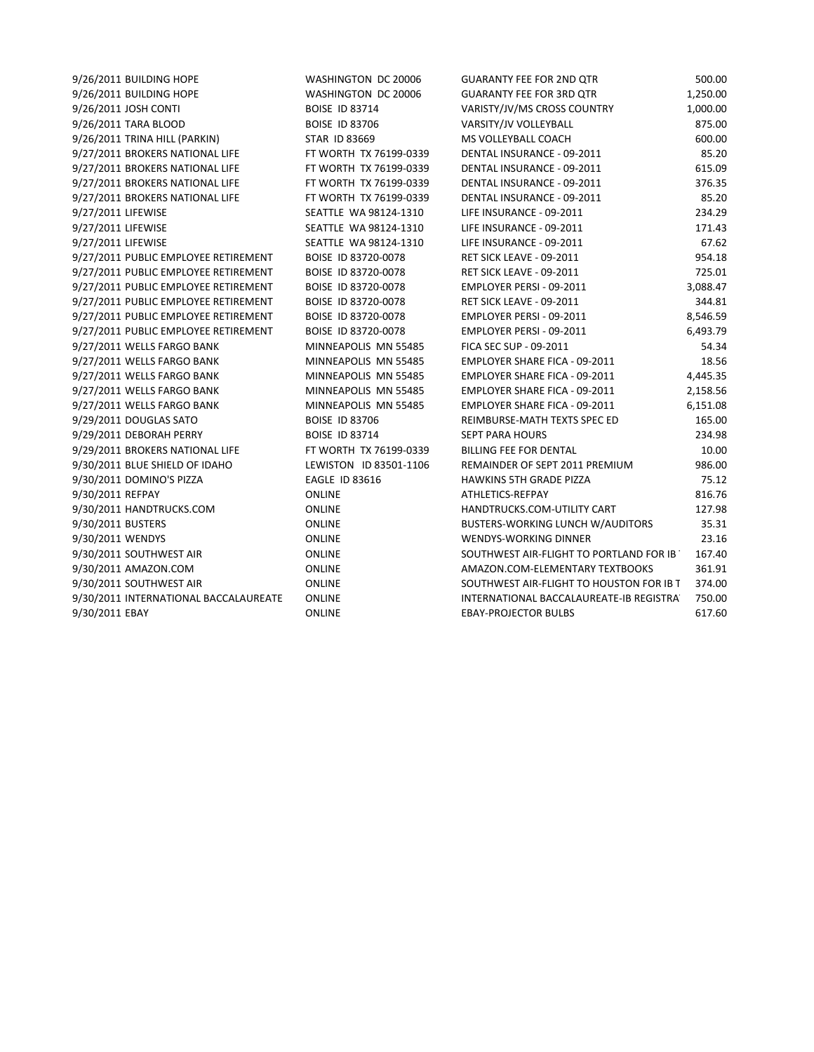| | | | | |
|---|---|---|---|---|
| 9/26/2011 | BUILDING HOPE | WASHINGTON DC 20006 | GUARANTY FEE FOR 2ND QTR | 500.00 |
| 9/26/2011 | BUILDING HOPE | WASHINGTON DC 20006 | GUARANTY FEE FOR 3RD QTR | 1,250.00 |
| 9/26/2011 | JOSH CONTI | BOISE ID 83714 | VARISTY/JV/MS CROSS COUNTRY | 1,000.00 |
| 9/26/2011 | TARA BLOOD | BOISE ID 83706 | VARSITY/JV VOLLEYBALL | 875.00 |
| 9/26/2011 | TRINA HILL (PARKIN) | STAR ID 83669 | MS VOLLEYBALL COACH | 600.00 |
| 9/27/2011 | BROKERS NATIONAL LIFE | FT WORTH TX 76199-0339 | DENTAL INSURANCE - 09-2011 | 85.20 |
| 9/27/2011 | BROKERS NATIONAL LIFE | FT WORTH TX 76199-0339 | DENTAL INSURANCE - 09-2011 | 615.09 |
| 9/27/2011 | BROKERS NATIONAL LIFE | FT WORTH TX 76199-0339 | DENTAL INSURANCE - 09-2011 | 376.35 |
| 9/27/2011 | BROKERS NATIONAL LIFE | FT WORTH TX 76199-0339 | DENTAL INSURANCE - 09-2011 | 85.20 |
| 9/27/2011 | LIFEWISE | SEATTLE WA 98124-1310 | LIFE INSURANCE - 09-2011 | 234.29 |
| 9/27/2011 | LIFEWISE | SEATTLE WA 98124-1310 | LIFE INSURANCE - 09-2011 | 171.43 |
| 9/27/2011 | LIFEWISE | SEATTLE WA 98124-1310 | LIFE INSURANCE - 09-2011 | 67.62 |
| 9/27/2011 | PUBLIC EMPLOYEE RETIREMENT | BOISE ID 83720-0078 | RET SICK LEAVE - 09-2011 | 954.18 |
| 9/27/2011 | PUBLIC EMPLOYEE RETIREMENT | BOISE ID 83720-0078 | RET SICK LEAVE - 09-2011 | 725.01 |
| 9/27/2011 | PUBLIC EMPLOYEE RETIREMENT | BOISE ID 83720-0078 | EMPLOYER PERSI - 09-2011 | 3,088.47 |
| 9/27/2011 | PUBLIC EMPLOYEE RETIREMENT | BOISE ID 83720-0078 | RET SICK LEAVE - 09-2011 | 344.81 |
| 9/27/2011 | PUBLIC EMPLOYEE RETIREMENT | BOISE ID 83720-0078 | EMPLOYER PERSI - 09-2011 | 8,546.59 |
| 9/27/2011 | PUBLIC EMPLOYEE RETIREMENT | BOISE ID 83720-0078 | EMPLOYER PERSI - 09-2011 | 6,493.79 |
| 9/27/2011 | WELLS FARGO BANK | MINNEAPOLIS MN 55485 | FICA SEC SUP - 09-2011 | 54.34 |
| 9/27/2011 | WELLS FARGO BANK | MINNEAPOLIS MN 55485 | EMPLOYER SHARE FICA - 09-2011 | 18.56 |
| 9/27/2011 | WELLS FARGO BANK | MINNEAPOLIS MN 55485 | EMPLOYER SHARE FICA - 09-2011 | 4,445.35 |
| 9/27/2011 | WELLS FARGO BANK | MINNEAPOLIS MN 55485 | EMPLOYER SHARE FICA - 09-2011 | 2,158.56 |
| 9/27/2011 | WELLS FARGO BANK | MINNEAPOLIS MN 55485 | EMPLOYER SHARE FICA - 09-2011 | 6,151.08 |
| 9/29/2011 | DOUGLAS SATO | BOISE ID 83706 | REIMBURSE-MATH TEXTS SPEC ED | 165.00 |
| 9/29/2011 | DEBORAH PERRY | BOISE ID 83714 | SEPT PARA HOURS | 234.98 |
| 9/29/2011 | BROKERS NATIONAL LIFE | FT WORTH TX 76199-0339 | BILLING FEE FOR DENTAL | 10.00 |
| 9/30/2011 | BLUE SHIELD OF IDAHO | LEWISTON ID 83501-1106 | REMAINDER OF SEPT 2011 PREMIUM | 986.00 |
| 9/30/2011 | DOMINO'S PIZZA | EAGLE ID 83616 | HAWKINS 5TH GRADE PIZZA | 75.12 |
| 9/30/2011 | REFPAY | ONLINE | ATHLETICS-REFPAY | 816.76 |
| 9/30/2011 | HANDTRUCKS.COM | ONLINE | HANDTRUCKS.COM-UTILITY CART | 127.98 |
| 9/30/2011 | BUSTERS | ONLINE | BUSTERS-WORKING LUNCH W/AUDITORS | 35.31 |
| 9/30/2011 | WENDYS | ONLINE | WENDYS-WORKING DINNER | 23.16 |
| 9/30/2011 | SOUTHWEST AIR | ONLINE | SOUTHWEST AIR-FLIGHT TO PORTLAND FOR IB | 167.40 |
| 9/30/2011 | AMAZON.COM | ONLINE | AMAZON.COM-ELEMENTARY TEXTBOOKS | 361.91 |
| 9/30/2011 | SOUTHWEST AIR | ONLINE | SOUTHWEST AIR-FLIGHT TO HOUSTON FOR IB T | 374.00 |
| 9/30/2011 | INTERNATIONAL BACCALAUREATE | ONLINE | INTERNATIONAL BACCALAUREATE-IB REGISTRA | 750.00 |
| 9/30/2011 | EBAY | ONLINE | EBAY-PROJECTOR BULBS | 617.60 |